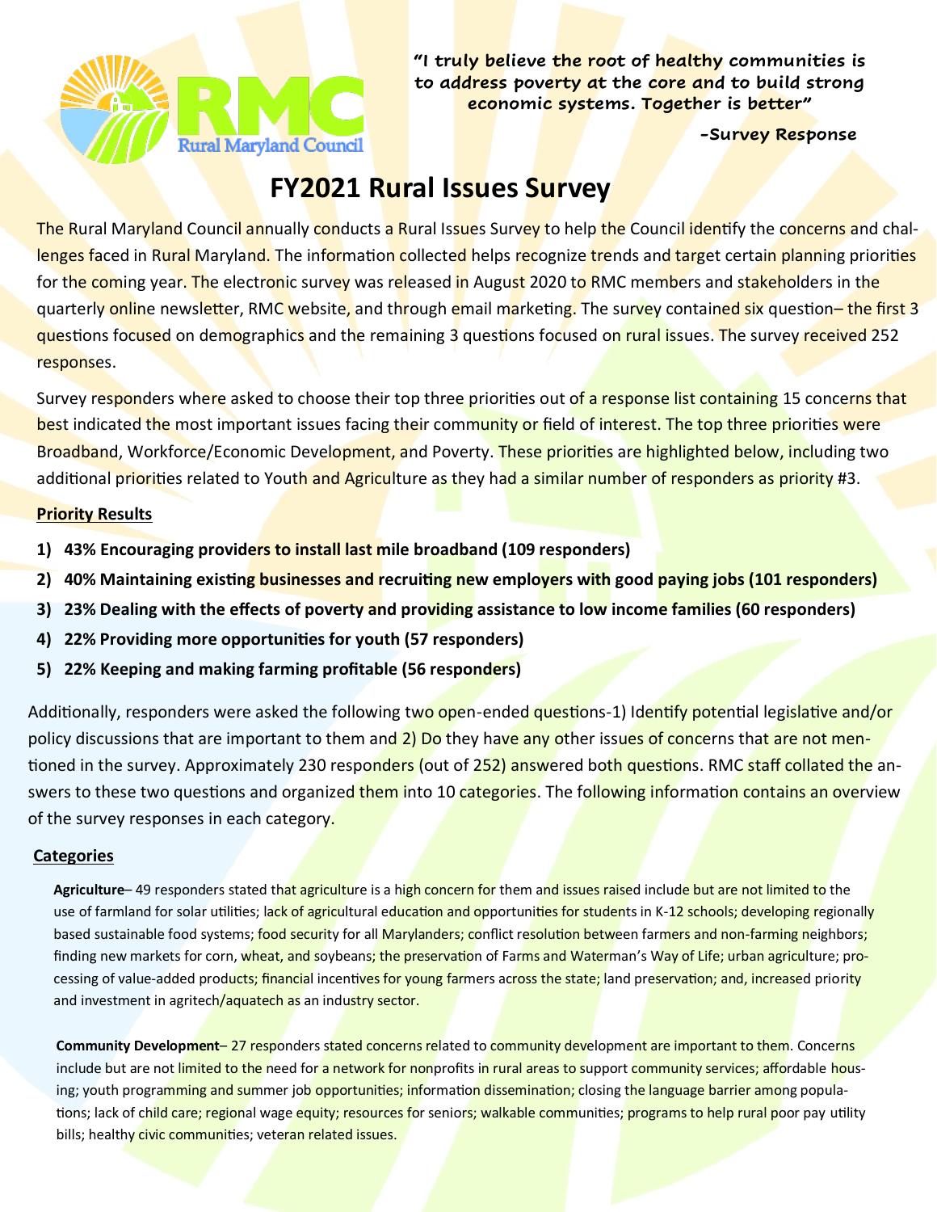"I truly believe the root of healthy communities is to address poverty at the core and to build strong economic systems. Together is better"

-Survey Response

# FY2021 Rural Issues Survey

The Rural Maryland Council annually conducts a Rural Issues Survey to help the Council identify the concerns and challenges faced in Rural Maryland. The information collected helps recognize trends and target certain planning priorities for the coming year. The electronic survey was released in August 2020 to RMC members and stakeholders in the quarterly online newsletter, RMC website, and through email marketing. The survey contained six question– the first 3 questions focused on demographics and the remaining 3 questions focused on rural issues. The survey received 252 responses.

Survey responders where asked to choose their top three priorities out of a response list containing 15 concerns that best indicated the most important issues facing their community or field of interest. The top three priorities were Broadband, Workforce/Economic Development, and Poverty. These priorities are highlighted below, including two additional priorities related to Youth and Agriculture as they had a similar number of responders as priority #3.

**Priority Results**

1) **43% Encouraging providers to install last mile broadband (109 responders)**
2) **40% Maintaining existing businesses and recruiting new employers with good paying jobs (101 responders)**
3) **23% Dealing with the effects of poverty and providing assistance to low income families (60 responders)**
4) **22% Providing more opportunities for youth (57 responders)**
5) **22% Keeping and making farming profitable (56 responders)**

Additionally, responders were asked the following two open-ended questions-1) Identify potential legislative and/or policy discussions that are important to them and 2) Do they have any other issues of concerns that are not mentioned in the survey. Approximately 230 responders (out of 252) answered both questions. RMC staff collated the answers to these two questions and organized them into 10 categories. The following information contains an overview of the survey responses in each category.

**Categories**

**Agriculture**– 49 responders stated that agriculture is a high concern for them and issues raised include but are not limited to the use of farmland for solar utilities; lack of agricultural education and opportunities for students in K-12 schools; developing regionally based sustainable food systems; food security for all Marylanders; conflict resolution between farmers and non-farming neighbors; finding new markets for corn, wheat, and soybeans; the preservation of Farms and Waterman's Way of Life; urban agriculture; processing of value-added products; financial incentives for young farmers across the state; land preservation; and, increased priority and investment in agritech/aquatech as an industry sector.

**Community Development**– 27 responders stated concerns related to community development are important to them. Concerns include but are not limited to the need for a network for nonprofits in rural areas to support community services; affordable housing; youth programming and summer job opportunities; information dissemination; closing the language barrier among populations; lack of child care; regional wage equity; resources for seniors; walkable communities; programs to help rural poor pay utility bills; healthy civic communities; veteran related issues.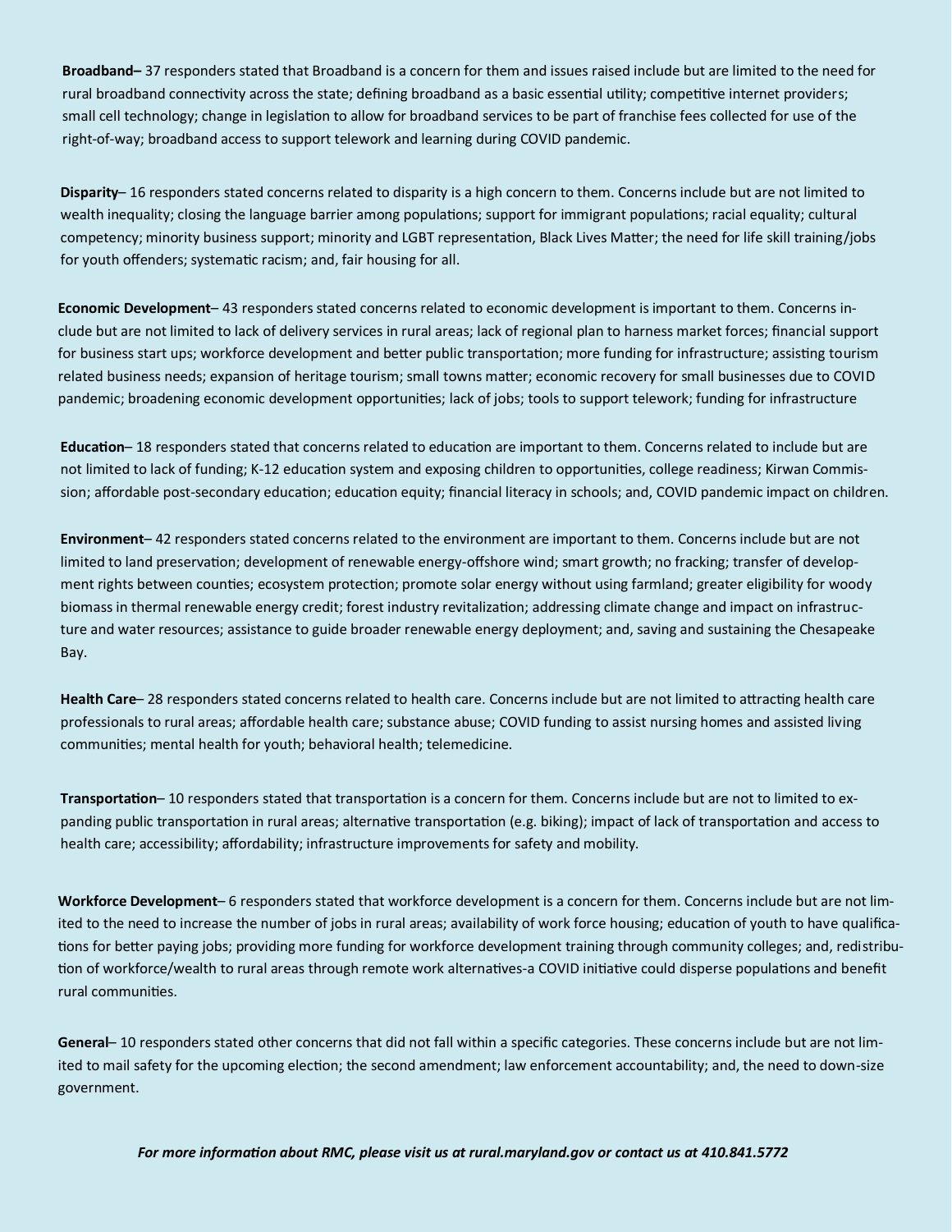**Broadband**– 37 responders stated that Broadband is a concern for them and issues raised include but are limited to the need for rural broadband connectivity across the state; defining broadband as a basic essential utility; competitive internet providers; small cell technology; change in legislation to allow for broadband services to be part of franchise fees collected for use of the right-of-way; broadband access to support telework and learning during COVID pandemic.

**Disparity**– 16 responders stated concerns related to disparity is a high concern to them. Concerns include but are not limited to wealth inequality; closing the language barrier among populations; support for immigrant populations; racial equality; cultural competency; minority business support; minority and LGBT representation, Black Lives Matter; the need for life skill training/jobs for youth offenders; systematic racism; and, fair housing for all.

**Economic Development**– 43 responders stated concerns related to economic development is important to them. Concerns include but are not limited to lack of delivery services in rural areas; lack of regional plan to harness market forces; financial support for business start ups; workforce development and better public transportation; more funding for infrastructure; assisting tourism related business needs; expansion of heritage tourism; small towns matter; economic recovery for small businesses due to COVID pandemic; broadening economic development opportunities; lack of jobs; tools to support telework; funding for infrastructure

**Education**– 18 responders stated that concerns related to education are important to them. Concerns related to include but are not limited to lack of funding; K-12 education system and exposing children to opportunities, college readiness; Kirwan Commission; affordable post-secondary education; education equity; financial literacy in schools; and, COVID pandemic impact on children.

**Environment**– 42 responders stated concerns related to the environment are important to them. Concerns include but are not limited to land preservation; development of renewable energy-offshore wind; smart growth; no fracking; transfer of development rights between counties; ecosystem protection; promote solar energy without using farmland; greater eligibility for woody biomass in thermal renewable energy credit; forest industry revitalization; addressing climate change and impact on infrastructure and water resources; assistance to guide broader renewable energy deployment; and, saving and sustaining the Chesapeake Bay.

**Health Care**– 28 responders stated concerns related to health care. Concerns include but are not limited to attracting health care professionals to rural areas; affordable health care; substance abuse; COVID funding to assist nursing homes and assisted living communities; mental health for youth; behavioral health; telemedicine.

**Transportation**– 10 responders stated that transportation is a concern for them. Concerns include but are not to limited to expanding public transportation in rural areas; alternative transportation (e.g. biking); impact of lack of transportation and access to health care; accessibility; affordability; infrastructure improvements for safety and mobility.

**Workforce Development**– 6 responders stated that workforce development is a concern for them. Concerns include but are not limited to the need to increase the number of jobs in rural areas; availability of work force housing; education of youth to have qualifications for better paying jobs; providing more funding for workforce development training through community colleges; and, redistribution of workforce/wealth to rural areas through remote work alternatives-a COVID initiative could disperse populations and benefit rural communities.

**General**– 10 responders stated other concerns that did not fall within a specific categories. These concerns include but are not limited to mail safety for the upcoming election; the second amendment; law enforcement accountability; and, the need to down-size government.

***For more information about RMC, please visit us at rural.maryland.gov or contact us at 410.841.5772***